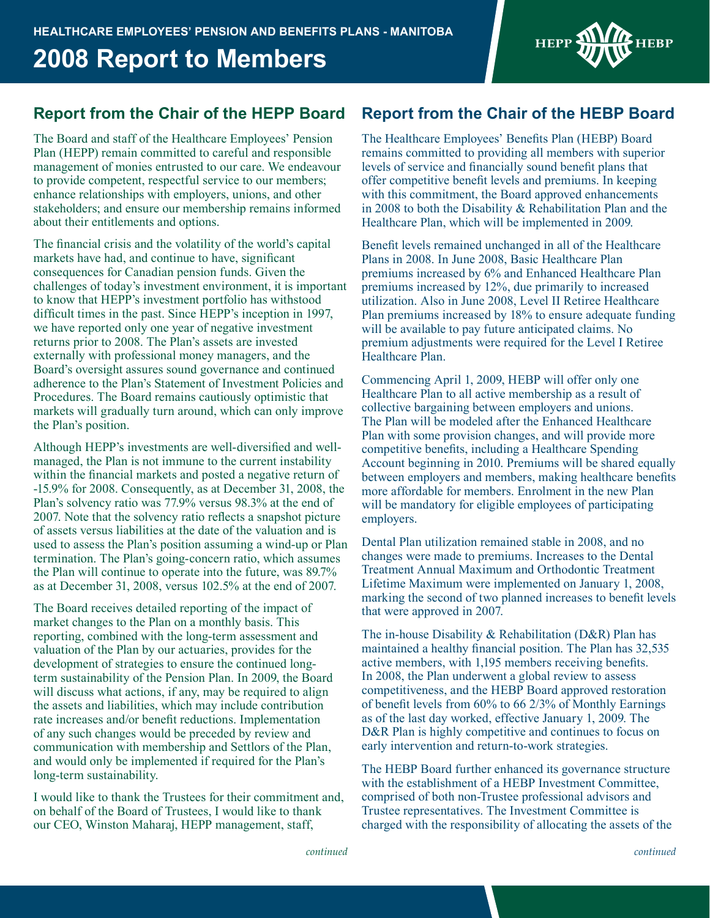HEALTHCARE EMPLOYEES' PENSION AND BENEFITS PLANS - MANITOBA

# 2008 Report to Members

## Report from the Chair of the HEPP Board

The Board and staff of the Healthcare Employees' Pension Plan (HEPP) remain committed to careful and responsible management of monies entrusted to our care. We endeavour to provide competent, respectful service to our members; enhance relationships with employers, unions, and other stakeholders; and ensure our membership remains informed about their entitlements and options.

The financial crisis and the volatility of the world's capital markets have had, and continue to have, significant consequences for Canadian pension funds. Given the challenges of today's investment environment, it is important to know that HEPP's investment portfolio has withstood difficult times in the past. Since HEPP's inception in 1997, we have reported only one year of negative investment returns prior to 2008. The Plan's assets are invested externally with professional money managers, and the Board's oversight assures sound governance and continued adherence to the Plan's Statement of Investment Policies and Procedures. The Board remains cautiously optimistic that markets will gradually turn around, which can only improve the Plan's position.

Although HEPP's investments are well-diversified and well-managed, the Plan is not immune to the current instability within the financial markets and posted a negative return of -15.9% for 2008. Consequently, as at December 31, 2008, the Plan's solvency ratio was 77.9% versus 98.3% at the end of 2007. Note that the solvency ratio reflects a snapshot picture of assets versus liabilities at the date of the valuation and is used to assess the Plan's position assuming a wind-up or Plan termination. The Plan's going-concern ratio, which assumes the Plan will continue to operate into the future, was 89.7% as at December 31, 2008, versus 102.5% at the end of 2007.

The Board receives detailed reporting of the impact of market changes to the Plan on a monthly basis. This reporting, combined with the long-term assessment and valuation of the Plan by our actuaries, provides for the development of strategies to ensure the continued long-term sustainability of the Pension Plan. In 2009, the Board will discuss what actions, if any, may be required to align the assets and liabilities, which may include contribution rate increases and/or benefit reductions. Implementation of any such changes would be preceded by review and communication with membership and Settlors of the Plan, and would only be implemented if required for the Plan's long-term sustainability.

I would like to thank the Trustees for their commitment and, on behalf of the Board of Trustees, I would like to thank our CEO, Winston Maharaj, HEPP management, staff,

*continued*

## Report from the Chair of the HEBP Board

The Healthcare Employees' Benefits Plan (HEBP) Board remains committed to providing all members with superior levels of service and financially sound benefit plans that offer competitive benefit levels and premiums. In keeping with this commitment, the Board approved enhancements in 2008 to both the Disability & Rehabilitation Plan and the Healthcare Plan, which will be implemented in 2009.

Benefit levels remained unchanged in all of the Healthcare Plans in 2008. In June 2008, Basic Healthcare Plan premiums increased by 6% and Enhanced Healthcare Plan premiums increased by 12%, due primarily to increased utilization. Also in June 2008, Level II Retiree Healthcare Plan premiums increased by 18% to ensure adequate funding will be available to pay future anticipated claims. No premium adjustments were required for the Level I Retiree Healthcare Plan.

Commencing April 1, 2009, HEBP will offer only one Healthcare Plan to all active membership as a result of collective bargaining between employers and unions. The Plan will be modeled after the Enhanced Healthcare Plan with some provision changes, and will provide more competitive benefits, including a Healthcare Spending Account beginning in 2010. Premiums will be shared equally between employers and members, making healthcare benefits more affordable for members. Enrolment in the new Plan will be mandatory for eligible employees of participating employers.

Dental Plan utilization remained stable in 2008, and no changes were made to premiums. Increases to the Dental Treatment Annual Maximum and Orthodontic Treatment Lifetime Maximum were implemented on January 1, 2008, marking the second of two planned increases to benefit levels that were approved in 2007.

The in-house Disability & Rehabilitation (D&R) Plan has maintained a healthy financial position. The Plan has 32,535 active members, with 1,195 members receiving benefits. In 2008, the Plan underwent a global review to assess competitiveness, and the HEBP Board approved restoration of benefit levels from 60% to 66 2/3% of Monthly Earnings as of the last day worked, effective January 1, 2009. The D&R Plan is highly competitive and continues to focus on early intervention and return-to-work strategies.

The HEBP Board further enhanced its governance structure with the establishment of a HEBP Investment Committee, comprised of both non-Trustee professional advisors and Trustee representatives. The Investment Committee is charged with the responsibility of allocating the assets of the

*continued*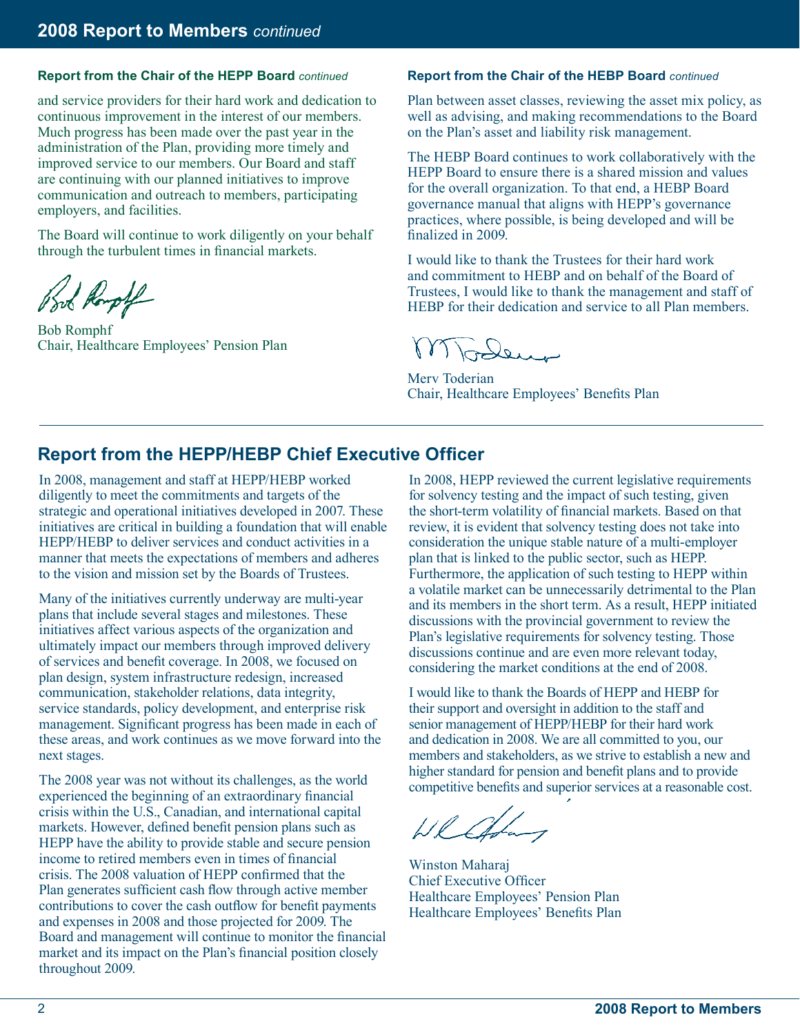## Report from the Chair of the HEPP Board *continued*

and service providers for their hard work and dedication to continuous improvement in the interest of our members. Much progress has been made over the past year in the administration of the Plan, providing more timely and improved service to our members. Our Board and staff are continuing with our planned initiatives to improve communication and outreach to members, participating employers, and facilities.

The Board will continue to work diligently on your behalf through the turbulent times in financial markets.

Bob Romphf
Chair, Healthcare Employees' Pension Plan

## Report from the Chair of the HEBP Board *continued*

Plan between asset classes, reviewing the asset mix policy, as well as advising, and making recommendations to the Board on the Plan's asset and liability risk management.

The HEBP Board continues to work collaboratively with the HEPP Board to ensure there is a shared mission and values for the overall organization. To that end, a HEBP Board governance manual that aligns with HEPP's governance practices, where possible, is being developed and will be finalized in 2009.

I would like to thank the Trustees for their hard work and commitment to HEBP and on behalf of the Board of Trustees, I would like to thank the management and staff of HEBP for their dedication and service to all Plan members.

Merv Toderian
Chair, Healthcare Employees' Benefits Plan

## Report from the HEPP/HEBP Chief Executive Officer

In 2008, management and staff at HEPP/HEBP worked diligently to meet the commitments and targets of the strategic and operational initiatives developed in 2007. These initiatives are critical in building a foundation that will enable HEPP/HEBP to deliver services and conduct activities in a manner that meets the expectations of members and adheres to the vision and mission set by the Boards of Trustees.

Many of the initiatives currently underway are multi-year plans that include several stages and milestones. These initiatives affect various aspects of the organization and ultimately impact our members through improved delivery of services and benefit coverage. In 2008, we focused on plan design, system infrastructure redesign, increased communication, stakeholder relations, data integrity, service standards, policy development, and enterprise risk management. Significant progress has been made in each of these areas, and work continues as we move forward into the next stages.

The 2008 year was not without its challenges, as the world experienced the beginning of an extraordinary financial crisis within the U.S., Canadian, and international capital markets. However, defined benefit pension plans such as HEPP have the ability to provide stable and secure pension income to retired members even in times of financial crisis. The 2008 valuation of HEPP confirmed that the Plan generates sufficient cash flow through active member contributions to cover the cash outflow for benefit payments and expenses in 2008 and those projected for 2009. The Board and management will continue to monitor the financial market and its impact on the Plan's financial position closely throughout 2009.

In 2008, HEPP reviewed the current legislative requirements for solvency testing and the impact of such testing, given the short-term volatility of financial markets. Based on that review, it is evident that solvency testing does not take into consideration the unique stable nature of a multi-employer plan that is linked to the public sector, such as HEPP. Furthermore, the application of such testing to HEPP within a volatile market can be unnecessarily detrimental to the Plan and its members in the short term. As a result, HEPP initiated discussions with the provincial government to review the Plan's legislative requirements for solvency testing. Those discussions continue and are even more relevant today, considering the market conditions at the end of 2008.

I would like to thank the Boards of HEPP and HEBP for their support and oversight in addition to the staff and senior management of HEPP/HEBP for their hard work and dedication in 2008. We are all committed to you, our members and stakeholders, as we strive to establish a new and higher standard for pension and benefit plans and to provide competitive benefits and superior services at a reasonable cost.

Winston Maharaj
Chief Executive Officer
Healthcare Employees' Pension Plan
Healthcare Employees' Benefits Plan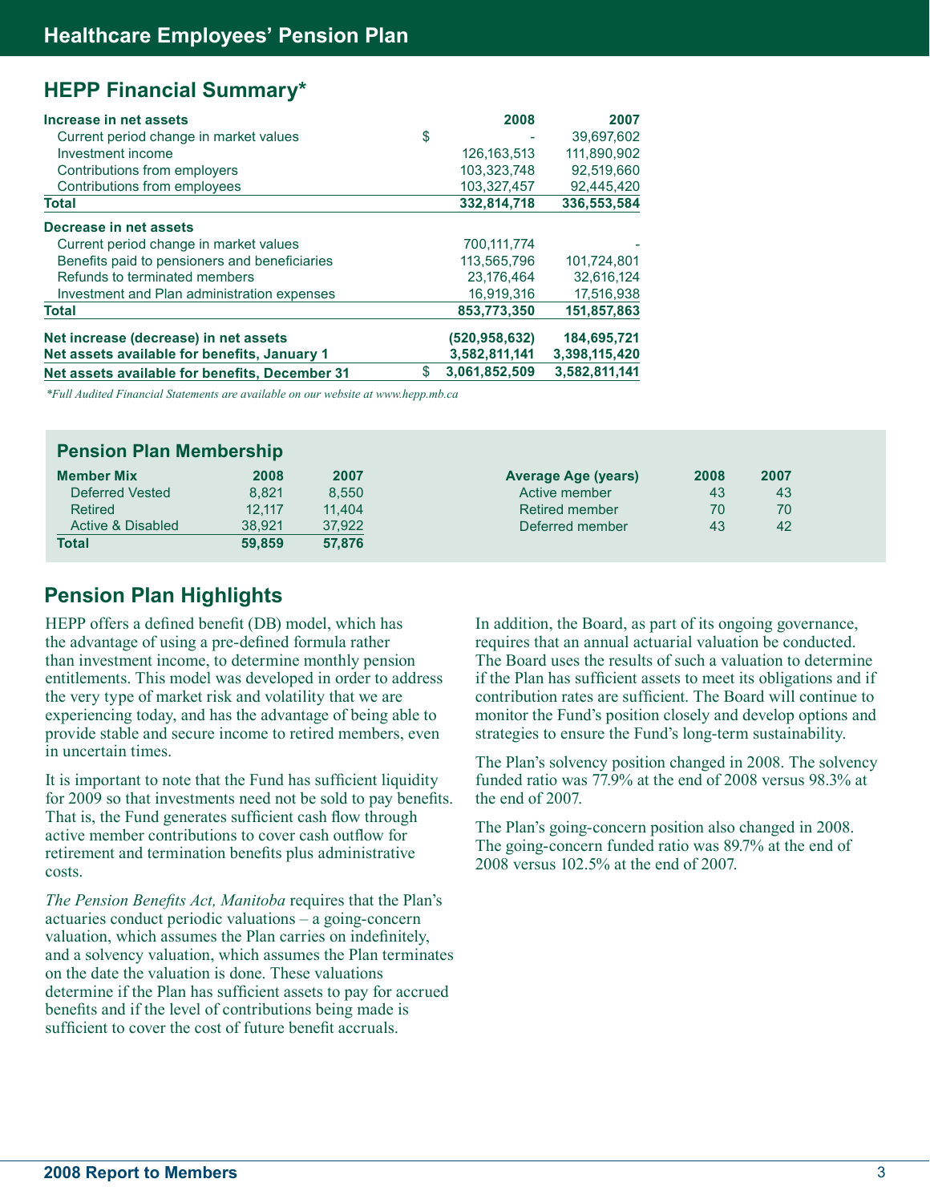# Healthcare Employees' Pension Plan

## HEPP Financial Summary*

| Increase in net assets | | 2008 | 2007 |
|---|---|---|---|
| Current period change in market values | $ | - | 39,697,602 |
| Investment income | | 126,163,513 | 111,890,902 |
| Contributions from employers | | 103,323,748 | 92,519,660 |
| Contributions from employees | | 103,327,457 | 92,445,420 |
| **Total** | | **332,814,718** | **336,553,584** |
| **Decrease in net assets** | | | |
| Current period change in market values | | 700,111,774 | - |
| Benefits paid to pensioners and beneficiaries | | 113,565,796 | 101,724,801 |
| Refunds to terminated members | | 23,176,464 | 32,616,124 |
| Investment and Plan administration expenses | | 16,919,316 | 17,516,938 |
| **Total** | | **853,773,350** | **151,857,863** |
| **Net increase (decrease) in net assets** | | **(520,958,632)** | **184,695,721** |
| **Net assets available for benefits, January 1** | | **3,582,811,141** | **3,398,115,420** |
| **Net assets available for benefits, December 31** | $ | **3,061,852,509** | **3,582,811,141** |

*\*Full Audited Financial Statements are available on our website at www.hepp.mb.ca*

## Pension Plan Membership

| Member Mix | 2008 | 2007 |
|---|---|---|
| Deferred Vested | 8,821 | 8,550 |
| Retired | 12,117 | 11,404 |
| Active & Disabled | 38,921 | 37,922 |
| **Total** | **59,859** | **57,876** |

| Average Age (years) | 2008 | 2007 |
|---|---|---|
| Active member | 43 | 43 |
| Retired member | 70 | 70 |
| Deferred member | 43 | 42 |

## Pension Plan Highlights

HEPP offers a defined benefit (DB) model, which has the advantage of using a pre-defined formula rather than investment income, to determine monthly pension entitlements. This model was developed in order to address the very type of market risk and volatility that we are experiencing today, and has the advantage of being able to provide stable and secure income to retired members, even in uncertain times.

It is important to note that the Fund has sufficient liquidity for 2009 so that investments need not be sold to pay benefits. That is, the Fund generates sufficient cash flow through active member contributions to cover cash outflow for retirement and termination benefits plus administrative costs.

*The Pension Benefits Act, Manitoba* requires that the Plan's actuaries conduct periodic valuations – a going-concern valuation, which assumes the Plan carries on indefinitely, and a solvency valuation, which assumes the Plan terminates on the date the valuation is done. These valuations determine if the Plan has sufficient assets to pay for accrued benefits and if the level of contributions being made is sufficient to cover the cost of future benefit accruals.

In addition, the Board, as part of its ongoing governance, requires that an annual actuarial valuation be conducted. The Board uses the results of such a valuation to determine if the Plan has sufficient assets to meet its obligations and if contribution rates are sufficient. The Board will continue to monitor the Fund's position closely and develop options and strategies to ensure the Fund's long-term sustainability.

The Plan's solvency position changed in 2008. The solvency funded ratio was 77.9% at the end of 2008 versus 98.3% at the end of 2007.

The Plan's going-concern position also changed in 2008. The going-concern funded ratio was 89.7% at the end of 2008 versus 102.5% at the end of 2007.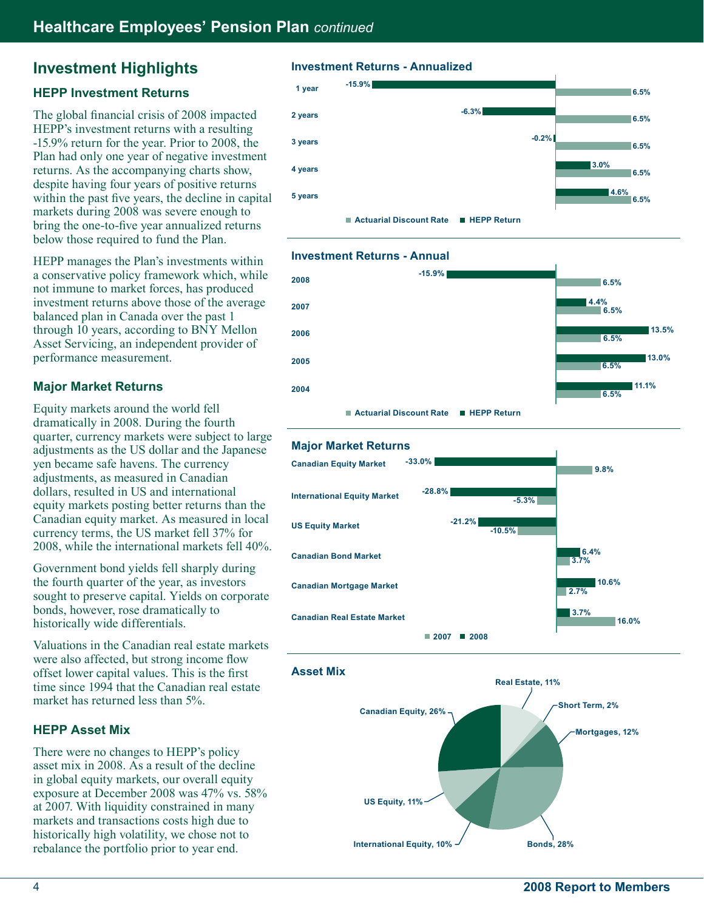## Investment Highlights

### HEPP Investment Returns

The global financial crisis of 2008 impacted HEPP's investment returns with a resulting -15.9% return for the year. Prior to 2008, the Plan had only one year of negative investment returns. As the accompanying charts show, despite having four years of positive returns within the past five years, the decline in capital markets during 2008 was severe enough to bring the one-to-five year annualized returns below those required to fund the Plan.

HEPP manages the Plan's investments within a conservative policy framework which, while not immune to market forces, has produced investment returns above those of the average balanced plan in Canada over the past 1 through 10 years, according to BNY Mellon Asset Servicing, an independent provider of performance measurement.

### Major Market Returns

Equity markets around the world fell dramatically in 2008. During the fourth quarter, currency markets were subject to large adjustments as the US dollar and the Japanese yen became safe havens. The currency adjustments, as measured in Canadian dollars, resulted in US and international equity markets posting better returns than the Canadian equity market. As measured in local currency terms, the US market fell 37% for 2008, while the international markets fell 40%.

Government bond yields fell sharply during the fourth quarter of the year, as investors sought to preserve capital. Yields on corporate bonds, however, rose dramatically to historically wide differentials.

Valuations in the Canadian real estate markets were also affected, but strong income flow offset lower capital values. This is the first time since 1994 that the Canadian real estate market has returned less than 5%.

### HEPP Asset Mix

There were no changes to HEPP's policy asset mix in 2008. As a result of the decline in global equity markets, our overall equity exposure at December 2008 was 47% vs. 58% at 2007. With liquidity constrained in many markets and transactions costs high due to historically high volatility, we chose not to rebalance the portfolio prior to year end.

#### Investment Returns - Annualized

| | HEPP Return | Actuarial Discount Rate |
|---|---|---|
| 1 year | -15.9% | 6.5% |
| 2 years | -6.3% | 6.5% |
| 3 years | -0.2% | 6.5% |
| 4 years | 3.0% | 6.5% |
| 5 years | 4.6% | 6.5% |

#### Investment Returns - Annual

| | HEPP Return | Actuarial Discount Rate |
|---|---|---|
| 2008 | -15.9% | 6.5% |
| 2007 | 4.4% | 6.5% |
| 2006 | 13.5% | 6.5% |
| 2005 | 13.0% | 6.5% |
| 2004 | 11.1% | 6.5% |

#### Major Market Returns

| | 2008 | 2007 |
|---|---|---|
| Canadian Equity Market | -33.0% | 9.8% |
| International Equity Market | -28.8% | -5.3% |
| US Equity Market | -21.2% | -10.5% |
| Canadian Bond Market | 6.4% | 3.7% |
| Canadian Mortgage Market | 10.6% | 2.7% |
| Canadian Real Estate Market | 3.7% | 16.0% |

#### Asset Mix

| Asset Class | % |
|---|---|
| Real Estate | 11% |
| Short Term | 2% |
| Mortgages | 12% |
| Bonds | 28% |
| International Equity | 10% |
| US Equity | 11% |
| Canadian Equity | 26% |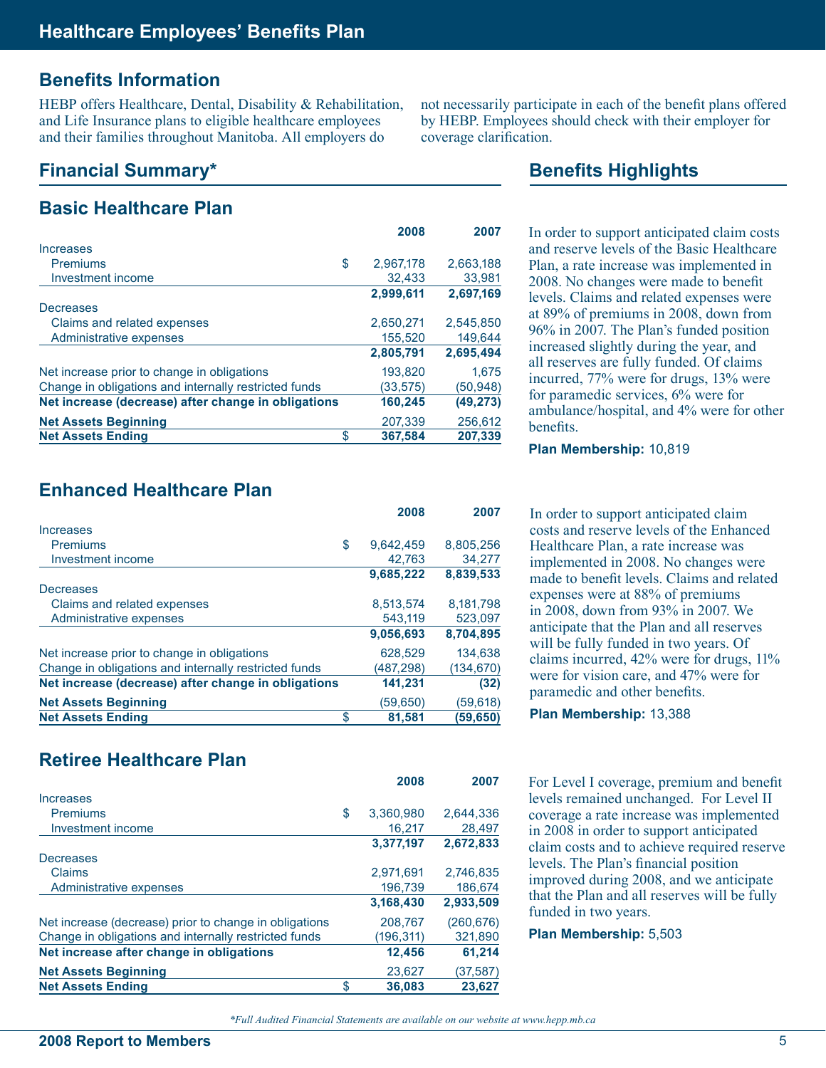# Healthcare Employees' Benefits Plan

## Benefits Information

HEBP offers Healthcare, Dental, Disability & Rehabilitation, and Life Insurance plans to eligible healthcare employees and their families throughout Manitoba. All employers do not necessarily participate in each of the benefit plans offered by HEBP. Employees should check with their employer for coverage clarification.

## Financial Summary*

### Basic Healthcare Plan

| | | 2008 | 2007 |
|---|---|---|---|
| Increases | | | |
| Premiums | $ | 2,967,178 | 2,663,188 |
| Investment income | | 32,433 | 33,981 |
| | | **2,999,611** | **2,697,169** |
| Decreases | | | |
| Claims and related expenses | | 2,650,271 | 2,545,850 |
| Administrative expenses | | 155,520 | 149,644 |
| | | **2,805,791** | **2,695,494** |
| Net increase prior to change in obligations | | 193,820 | 1,675 |
| Change in obligations and internally restricted funds | | (33,575) | (50,948) |
| **Net increase (decrease) after change in obligations** | | **160,245** | **(49,273)** |
| **Net Assets Beginning** | | 207,339 | 256,612 |
| **Net Assets Ending** | $ | **367,584** | **207,339** |

### Benefits Highlights

In order to support anticipated claim costs and reserve levels of the Basic Healthcare Plan, a rate increase was implemented in 2008. No changes were made to benefit levels. Claims and related expenses were at 89% of premiums in 2008, down from 96% in 2007. The Plan's funded position increased slightly during the year, and all reserves are fully funded. Of claims incurred, 77% were for drugs, 13% were for paramedic services, 6% were for ambulance/hospital, and 4% were for other benefits.

**Plan Membership:** 10,819

### Enhanced Healthcare Plan

| | | 2008 | 2007 |
|---|---|---|---|
| Increases | | | |
| Premiums | $ | 9,642,459 | 8,805,256 |
| Investment income | | 42,763 | 34,277 |
| | | **9,685,222** | **8,839,533** |
| Decreases | | | |
| Claims and related expenses | | 8,513,574 | 8,181,798 |
| Administrative expenses | | 543,119 | 523,097 |
| | | **9,056,693** | **8,704,895** |
| Net increase prior to change in obligations | | 628,529 | 134,638 |
| Change in obligations and internally restricted funds | | (487,298) | (134,670) |
| **Net increase (decrease) after change in obligations** | | **141,231** | **(32)** |
| **Net Assets Beginning** | | (59,650) | (59,618) |
| **Net Assets Ending** | $ | **81,581** | **(59,650)** |

In order to support anticipated claim costs and reserve levels of the Enhanced Healthcare Plan, a rate increase was implemented in 2008. No changes were made to benefit levels. Claims and related expenses were at 88% of premiums in 2008, down from 93% in 2007. We anticipate that the Plan and all reserves will be fully funded in two years. Of claims incurred, 42% were for drugs, 11% were for vision care, and 47% were for paramedic and other benefits.

**Plan Membership:** 13,388

### Retiree Healthcare Plan

| | | 2008 | 2007 |
|---|---|---|---|
| Increases | | | |
| Premiums | $ | 3,360,980 | 2,644,336 |
| Investment income | | 16,217 | 28,497 |
| | | **3,377,197** | **2,672,833** |
| Decreases | | | |
| Claims | | 2,971,691 | 2,746,835 |
| Administrative expenses | | 196,739 | 186,674 |
| | | **3,168,430** | **2,933,509** |
| Net increase (decrease) prior to change in obligations | | 208,767 | (260,676) |
| Change in obligations and internally restricted funds | | (196,311) | 321,890 |
| **Net increase after change in obligations** | | **12,456** | **61,214** |
| **Net Assets Beginning** | | 23,627 | (37,587) |
| **Net Assets Ending** | $ | **36,083** | **23,627** |

For Level I coverage, premium and benefit levels remained unchanged. For Level II coverage a rate increase was implemented in 2008 in order to support anticipated claim costs and to achieve required reserve levels. The Plan's financial position improved during 2008, and we anticipate that the Plan and all reserves will be fully funded in two years.

**Plan Membership:** 5,503

*\*Full Audited Financial Statements are available on our website at www.hepp.mb.ca*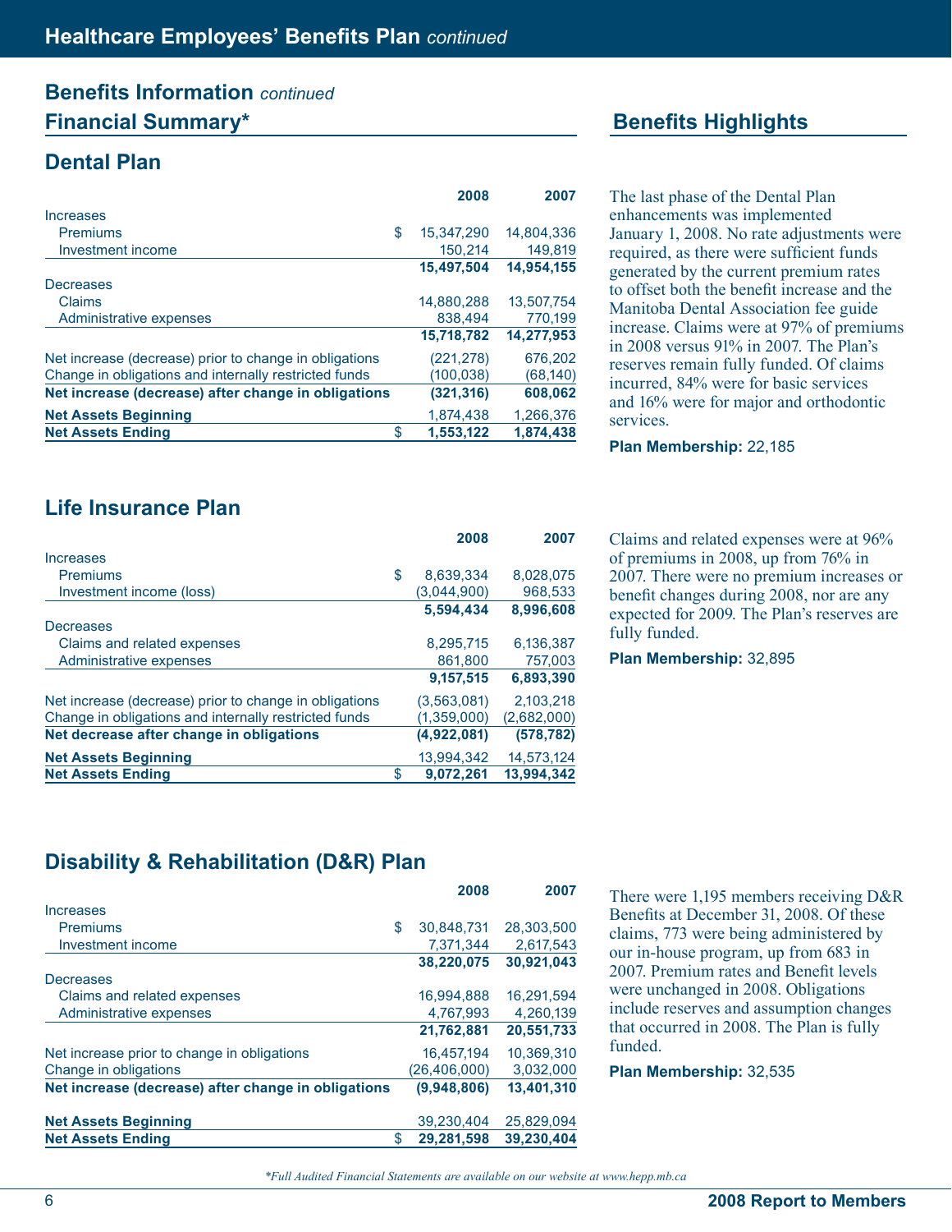# Healthcare Employees' Benefits Plan *continued*

## Benefits Information *continued*

## Financial Summary*

### Dental Plan

| | | 2008 | 2007 |
|---|---|---|---|
| Increases | | | |
| Premiums | $ | 15,347,290 | 14,804,336 |
| Investment income | | 150,214 | 149,819 |
| | | **15,497,504** | **14,954,155** |
| Decreases | | | |
| Claims | | 14,880,288 | 13,507,754 |
| Administrative expenses | | 838,494 | 770,199 |
| | | **15,718,782** | **14,277,953** |
| Net increase (decrease) prior to change in obligations | | (221,278) | 676,202 |
| Change in obligations and internally restricted funds | | (100,038) | (68,140) |
| **Net increase (decrease) after change in obligations** | | **(321,316)** | **608,062** |
| **Net Assets Beginning** | | 1,874,438 | 1,266,376 |
| **Net Assets Ending** | $ | **1,553,122** | **1,874,438** |

## Benefits Highlights

The last phase of the Dental Plan enhancements was implemented January 1, 2008. No rate adjustments were required, as there were sufficient funds generated by the current premium rates to offset both the benefit increase and the Manitoba Dental Association fee guide increase. Claims were at 97% of premiums in 2008 versus 91% in 2007. The Plan's reserves remain fully funded. Of claims incurred, 84% were for basic services and 16% were for major and orthodontic services.

**Plan Membership:** 22,185

### Life Insurance Plan

| | | 2008 | 2007 |
|---|---|---|---|
| Increases | | | |
| Premiums | $ | 8,639,334 | 8,028,075 |
| Investment income (loss) | | (3,044,900) | 968,533 |
| | | **5,594,434** | **8,996,608** |
| Decreases | | | |
| Claims and related expenses | | 8,295,715 | 6,136,387 |
| Administrative expenses | | 861,800 | 757,003 |
| | | **9,157,515** | **6,893,390** |
| Net increase (decrease) prior to change in obligations | | (3,563,081) | 2,103,218 |
| Change in obligations and internally restricted funds | | (1,359,000) | (2,682,000) |
| **Net decrease after change in obligations** | | **(4,922,081)** | **(578,782)** |
| **Net Assets Beginning** | | 13,994,342 | 14,573,124 |
| **Net Assets Ending** | $ | **9,072,261** | **13,994,342** |

Claims and related expenses were at 96% of premiums in 2008, up from 76% in 2007. There were no premium increases or benefit changes during 2008, nor are any expected for 2009. The Plan's reserves are fully funded.

**Plan Membership:** 32,895

### Disability & Rehabilitation (D&R) Plan

| | | 2008 | 2007 |
|---|---|---|---|
| Increases | | | |
| Premiums | $ | 30,848,731 | 28,303,500 |
| Investment income | | 7,371,344 | 2,617,543 |
| | | **38,220,075** | **30,921,043** |
| Decreases | | | |
| Claims and related expenses | | 16,994,888 | 16,291,594 |
| Administrative expenses | | 4,767,993 | 4,260,139 |
| | | **21,762,881** | **20,551,733** |
| Net increase prior to change in obligations | | 16,457,194 | 10,369,310 |
| Change in obligations | | (26,406,000) | 3,032,000 |
| **Net increase (decrease) after change in obligations** | | **(9,948,806)** | **13,401,310** |
| **Net Assets Beginning** | | 39,230,404 | 25,829,094 |
| **Net Assets Ending** | $ | **29,281,598** | **39,230,404** |

There were 1,195 members receiving D&R Benefits at December 31, 2008. Of these claims, 773 were being administered by our in-house program, up from 683 in 2007. Premium rates and Benefit levels were unchanged in 2008. Obligations include reserves and assumption changes that occurred in 2008. The Plan is fully funded.

**Plan Membership:** 32,535

*\*Full Audited Financial Statements are available on our website at www.hepp.mb.ca*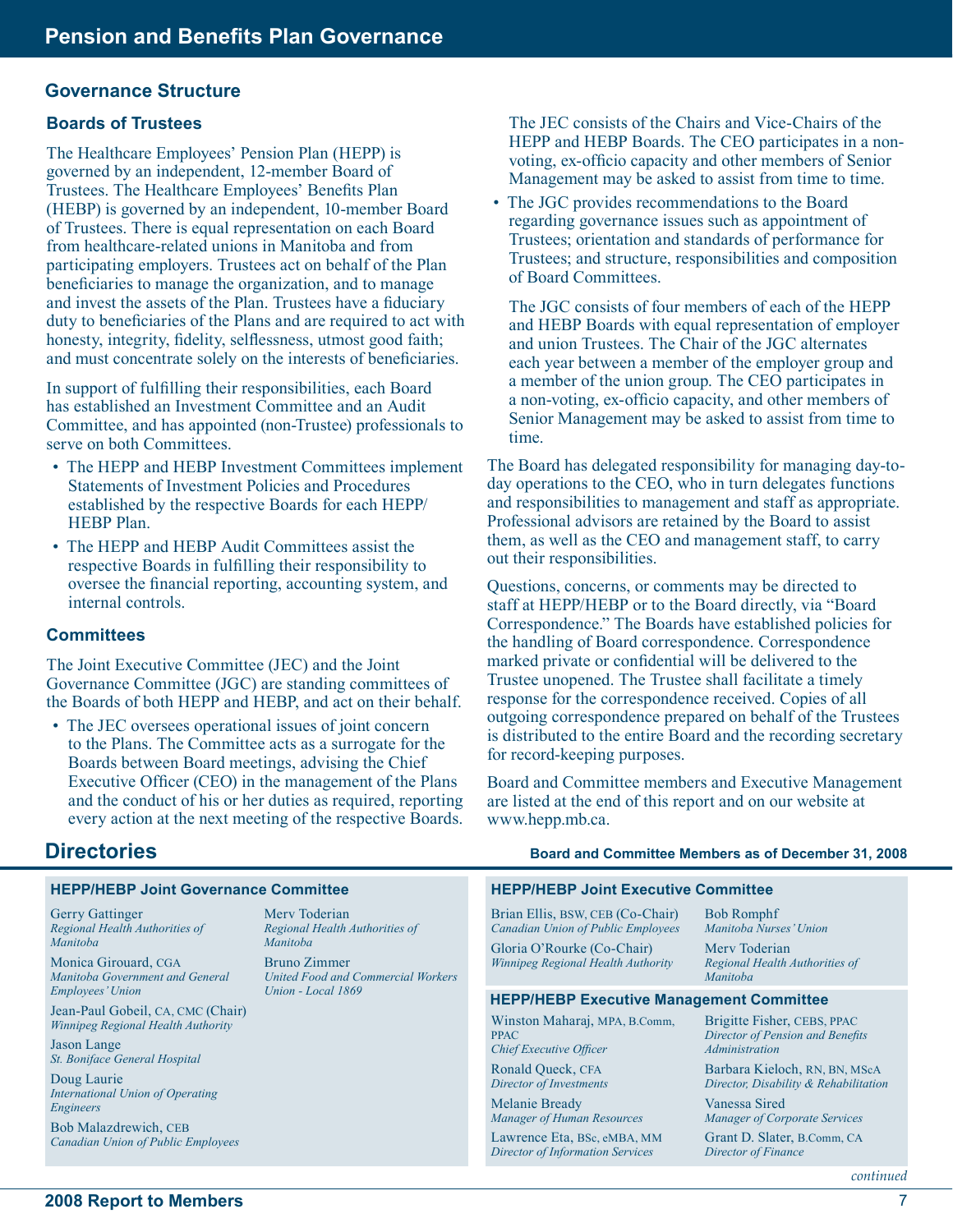# Pension and Benefits Plan Governance

## Governance Structure

### Boards of Trustees

The Healthcare Employees' Pension Plan (HEPP) is governed by an independent, 12-member Board of Trustees. The Healthcare Employees' Benefits Plan (HEBP) is governed by an independent, 10-member Board of Trustees. There is equal representation on each Board from healthcare-related unions in Manitoba and from participating employers. Trustees act on behalf of the Plan beneficiaries to manage the organization, and to manage and invest the assets of the Plan. Trustees have a fiduciary duty to beneficiaries of the Plans and are required to act with honesty, integrity, fidelity, selflessness, utmost good faith; and must concentrate solely on the interests of beneficiaries.

In support of fulfilling their responsibilities, each Board has established an Investment Committee and an Audit Committee, and has appointed (non-Trustee) professionals to serve on both Committees.

- The HEPP and HEBP Investment Committees implement Statements of Investment Policies and Procedures established by the respective Boards for each HEPP/HEBP Plan.
- The HEPP and HEBP Audit Committees assist the respective Boards in fulfilling their responsibility to oversee the financial reporting, accounting system, and internal controls.

### Committees

The Joint Executive Committee (JEC) and the Joint Governance Committee (JGC) are standing committees of the Boards of both HEPP and HEBP, and act on their behalf.

- The JEC oversees operational issues of joint concern to the Plans. The Committee acts as a surrogate for the Boards between Board meetings, advising the Chief Executive Officer (CEO) in the management of the Plans and the conduct of his or her duties as required, reporting every action at the next meeting of the respective Boards.

  The JEC consists of the Chairs and Vice-Chairs of the HEPP and HEBP Boards. The CEO participates in a non-voting, ex-officio capacity and other members of Senior Management may be asked to assist from time to time.

- The JGC provides recommendations to the Board regarding governance issues such as appointment of Trustees; orientation and standards of performance for Trustees; and structure, responsibilities and composition of Board Committees.

  The JGC consists of four members of each of the HEPP and HEBP Boards with equal representation of employer and union Trustees. The Chair of the JGC alternates each year between a member of the employer group and a member of the union group. The CEO participates in a non-voting, ex-officio capacity, and other members of Senior Management may be asked to assist from time to time.

The Board has delegated responsibility for managing day-to-day operations to the CEO, who in turn delegates functions and responsibilities to management and staff as appropriate. Professional advisors are retained by the Board to assist them, as well as the CEO and management staff, to carry out their responsibilities.

Questions, concerns, or comments may be directed to staff at HEPP/HEBP or to the Board directly, via "Board Correspondence." The Boards have established policies for the handling of Board correspondence. Correspondence marked private or confidential will be delivered to the Trustee unopened. The Trustee shall facilitate a timely response for the correspondence received. Copies of all outgoing correspondence prepared on behalf of the Trustees is distributed to the entire Board and the recording secretary for record-keeping purposes.

Board and Committee members and Executive Management are listed at the end of this report and on our website at www.hepp.mb.ca.

## Directories

**Board and Committee Members as of December 31, 2008**

### HEPP/HEBP Joint Governance Committee

Gerry Gattinger
*Regional Health Authorities of Manitoba*

Monica Girouard, CGA
*Manitoba Government and General Employees' Union*

Jean-Paul Gobeil, CA, CMC (Chair)
*Winnipeg Regional Health Authority*

Jason Lange
*St. Boniface General Hospital*

Doug Laurie
*International Union of Operating Engineers*

Bob Malazdrewich, CEB
*Canadian Union of Public Employees*

Merv Toderian
*Regional Health Authorities of Manitoba*

Bruno Zimmer
*United Food and Commercial Workers Union - Local 1869*

### HEPP/HEBP Joint Executive Committee

Brian Ellis, BSW, CEB (Co-Chair)
*Canadian Union of Public Employees*

Gloria O'Rourke (Co-Chair)
*Winnipeg Regional Health Authority*

Bob Romphf
*Manitoba Nurses' Union*

Merv Toderian
*Regional Health Authorities of Manitoba*

### HEPP/HEBP Executive Management Committee

Winston Maharaj, MPA, B.Comm, PPAC
*Chief Executive Officer*

Ronald Queck, CFA
*Director of Investments*

Melanie Bready
*Manager of Human Resources*

Lawrence Eta, BSc, eMBA, MM
*Director of Information Services*

Brigitte Fisher, CEBS, PPAC
*Director of Pension and Benefits Administration*

Barbara Kieloch, RN, BN, MScA
*Director, Disability & Rehabilitation*

Vanessa Sired
*Manager of Corporate Services*

Grant D. Slater, B.Comm, CA
*Director of Finance*

*continued*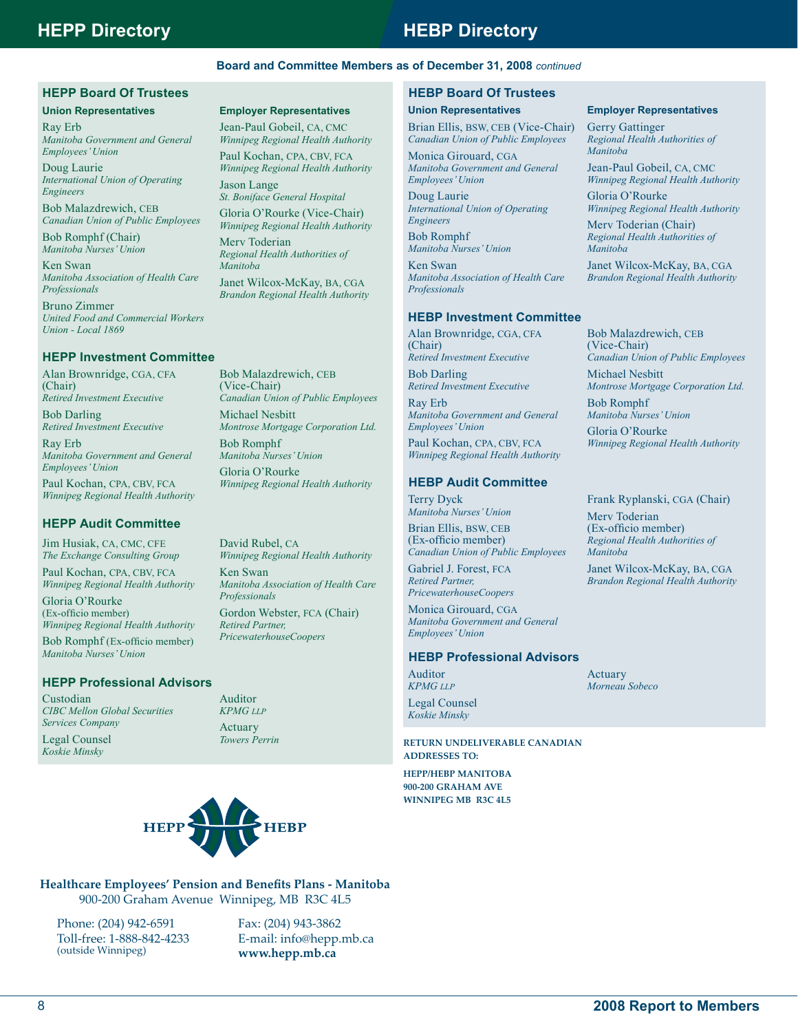# HEPP Directory

# HEBP Directory

**Board and Committee Members as of December 31, 2008** *continued*

## HEPP Board Of Trustees

### Union Representatives

Ray Erb
*Manitoba Government and General Employees' Union*

Doug Laurie
*International Union of Operating Engineers*

Bob Malazdrewich, CEB
*Canadian Union of Public Employees*

Bob Romphf (Chair)
*Manitoba Nurses' Union*

Ken Swan
*Manitoba Association of Health Care Professionals*

Bruno Zimmer
*United Food and Commercial Workers Union - Local 1869*

### Employer Representatives

Jean-Paul Gobeil, CA, CMC
*Winnipeg Regional Health Authority*

Paul Kochan, CPA, CBV, FCA
*Winnipeg Regional Health Authority*

Jason Lange
*St. Boniface General Hospital*

Gloria O'Rourke (Vice-Chair)
*Winnipeg Regional Health Authority*

Merv Toderian
*Regional Health Authorities of Manitoba*

Janet Wilcox-McKay, BA, CGA
*Brandon Regional Health Authority*

## HEPP Investment Committee

Alan Brownridge, CGA, CFA (Chair)
*Retired Investment Executive*

Bob Darling
*Retired Investment Executive*

Ray Erb
*Manitoba Government and General Employees' Union*

Paul Kochan, CPA, CBV, FCA
*Winnipeg Regional Health Authority*

Bob Malazdrewich, CEB (Vice-Chair)
*Canadian Union of Public Employees*

Michael Nesbitt
*Montrose Mortgage Corporation Ltd.*

Bob Romphf
*Manitoba Nurses' Union*

Gloria O'Rourke
*Winnipeg Regional Health Authority*

## HEPP Audit Committee

Jim Husiak, CA, CMC, CFE
*The Exchange Consulting Group*

Paul Kochan, CPA, CBV, FCA
*Winnipeg Regional Health Authority*

Gloria O'Rourke (Ex-officio member)
*Winnipeg Regional Health Authority*

Bob Romphf (Ex-officio member)
*Manitoba Nurses' Union*

David Rubel, CA
*Winnipeg Regional Health Authority*

Ken Swan
*Manitoba Association of Health Care Professionals*

Gordon Webster, FCA (Chair)
*Retired Partner, PricewaterhouseCoopers*

## HEPP Professional Advisors

Custodian
*CIBC Mellon Global Securities Services Company*

Legal Counsel
*Koskie Minsky*

Auditor
*KPMG LLP*

Actuary
*Towers Perrin*

## HEBP Board Of Trustees

### Union Representatives

Brian Ellis, BSW, CEB (Vice-Chair)
*Canadian Union of Public Employees*

Monica Girouard, CGA
*Manitoba Government and General Employees' Union*

Doug Laurie
*International Union of Operating Engineers*

Bob Romphf
*Manitoba Nurses' Union*

Ken Swan
*Manitoba Association of Health Care Professionals*

### Employer Representatives

Gerry Gattinger
*Regional Health Authorities of Manitoba*

Jean-Paul Gobeil, CA, CMC
*Winnipeg Regional Health Authority*

Gloria O'Rourke
*Winnipeg Regional Health Authority*

Merv Toderian (Chair)
*Regional Health Authorities of Manitoba*

Janet Wilcox-McKay, BA, CGA
*Brandon Regional Health Authority*

## HEBP Investment Committee

Alan Brownridge, CGA, CFA (Chair)
*Retired Investment Executive*

Bob Darling
*Retired Investment Executive*

Ray Erb
*Manitoba Government and General Employees' Union*

Paul Kochan, CPA, CBV, FCA
*Winnipeg Regional Health Authority*

Bob Malazdrewich, CEB (Vice-Chair)
*Canadian Union of Public Employees*

Michael Nesbitt
*Montrose Mortgage Corporation Ltd.*

Bob Romphf
*Manitoba Nurses' Union*

Gloria O'Rourke
*Winnipeg Regional Health Authority*

## HEBP Audit Committee

Terry Dyck
*Manitoba Nurses' Union*

Brian Ellis, BSW, CEB (Ex-officio member)
*Canadian Union of Public Employees*

Gabriel J. Forest, FCA
*Retired Partner, PricewaterhouseCoopers*

Monica Girouard, CGA
*Manitoba Government and General Employees' Union*

Frank Ryplanski, CGA (Chair)

Merv Toderian (Ex-officio member)
*Regional Health Authorities of Manitoba*

Janet Wilcox-McKay, BA, CGA
*Brandon Regional Health Authority*

## HEBP Professional Advisors

Auditor
*KPMG LLP*

Legal Counsel
*Koskie Minsky*

Actuary
*Morneau Sobeco*

**RETURN UNDELIVERABLE CANADIAN ADDRESSES TO:**

**HEPP/HEBP MANITOBA**
**900-200 GRAHAM AVE**
**WINNIPEG MB R3C 4L5**

HEPP HEBP

**Healthcare Employees' Pension and Benefits Plans - Manitoba**
900-200 Graham Avenue Winnipeg, MB R3C 4L5

Phone: (204) 942-6591
Toll-free: 1-888-842-4233
(outside Winnipeg)

Fax: (204) 943-3862
E-mail: info@hepp.mb.ca
**www.hepp.mb.ca**